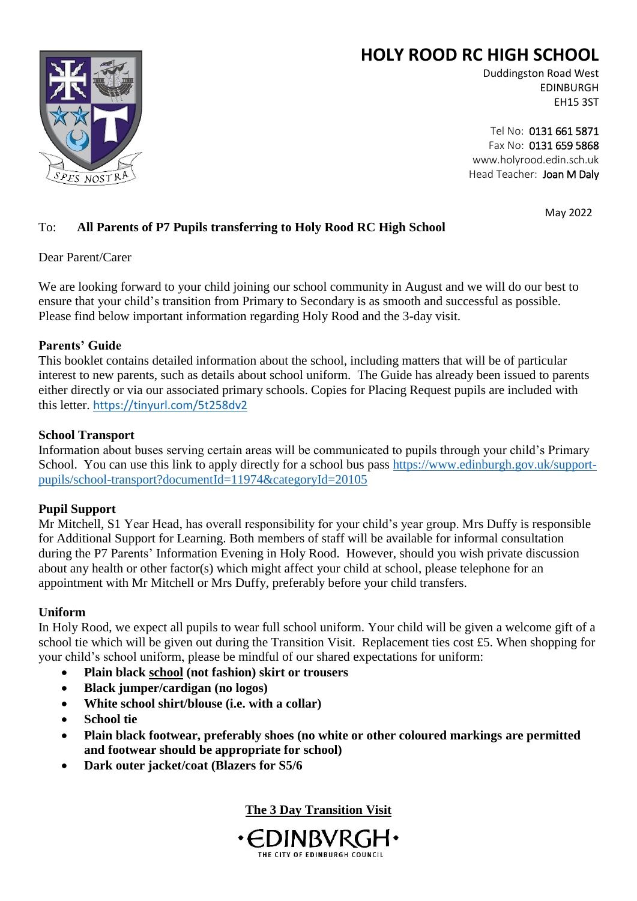# HOLY ROOD RC HIGH SCHOOL

Duddingston Road West
EDINBURGH
EH15 3ST

Tel No: 0131 661 5871
Fax No: 0131 659 5868
www.holyrood.edin.sch.uk
Head Teacher: Joan M Daly

May 2022

To: **All Parents of P7 Pupils transferring to Holy Rood RC High School**

Dear Parent/Carer

We are looking forward to your child joining our school community in August and we will do our best to ensure that your child's transition from Primary to Secondary is as smooth and successful as possible. Please find below important information regarding Holy Rood and the 3-day visit.

**Parents' Guide**

This booklet contains detailed information about the school, including matters that will be of particular interest to new parents, such as details about school uniform. The Guide has already been issued to parents either directly or via our associated primary schools. Copies for Placing Request pupils are included with this letter. https://tinyurl.com/5t258dv2

**School Transport**

Information about buses serving certain areas will be communicated to pupils through your child's Primary School. You can use this link to apply directly for a school bus pass https://www.edinburgh.gov.uk/support-pupils/school-transport?documentId=11974&categoryId=20105

**Pupil Support**

Mr Mitchell, S1 Year Head, has overall responsibility for your child's year group. Mrs Duffy is responsible for Additional Support for Learning. Both members of staff will be available for informal consultation during the P7 Parents' Information Evening in Holy Rood. However, should you wish private discussion about any health or other factor(s) which might affect your child at school, please telephone for an appointment with Mr Mitchell or Mrs Duffy, preferably before your child transfers.

**Uniform**

In Holy Rood, we expect all pupils to wear full school uniform. Your child will be given a welcome gift of a school tie which will be given out during the Transition Visit. Replacement ties cost £5. When shopping for your child's school uniform, please be mindful of our shared expectations for uniform:

- **Plain black school (not fashion) skirt or trousers**
- **Black jumper/cardigan (no logos)**
- **White school shirt/blouse (i.e. with a collar)**
- **School tie**
- **Plain black footwear, preferably shoes (no white or other coloured markings are permitted and footwear should be appropriate for school)**
- **Dark outer jacket/coat (Blazers for S5/6**

**The 3 Day Transition Visit**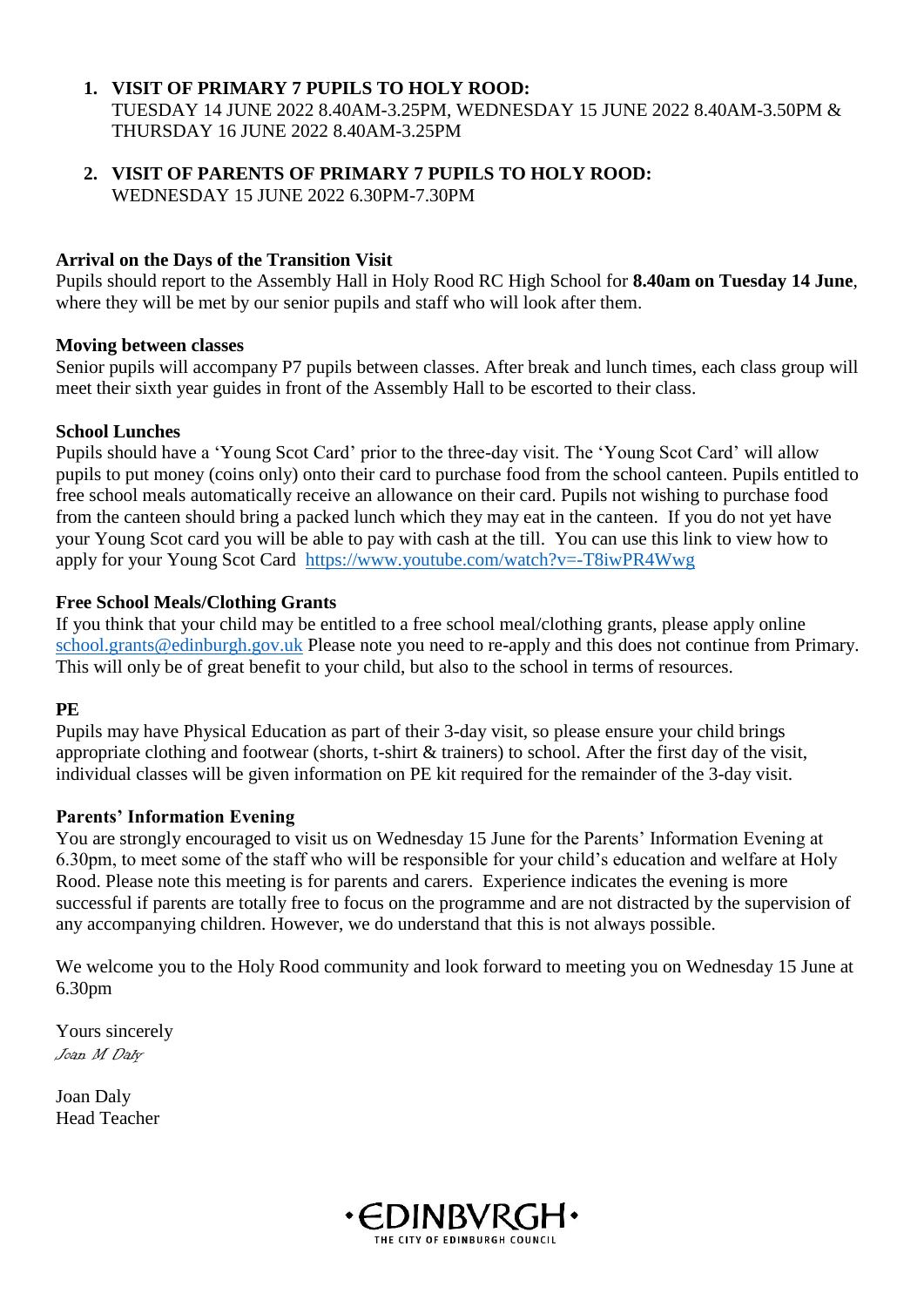1. **VISIT OF PRIMARY 7 PUPILS TO HOLY ROOD:**
   TUESDAY 14 JUNE 2022 8.40AM-3.25PM, WEDNESDAY 15 JUNE 2022 8.40AM-3.50PM & THURSDAY 16 JUNE 2022 8.40AM-3.25PM

2. **VISIT OF PARENTS OF PRIMARY 7 PUPILS TO HOLY ROOD:**
   WEDNESDAY 15 JUNE 2022 6.30PM-7.30PM

**Arrival on the Days of the Transition Visit**
Pupils should report to the Assembly Hall in Holy Rood RC High School for **8.40am on Tuesday 14 June**, where they will be met by our senior pupils and staff who will look after them.

**Moving between classes**
Senior pupils will accompany P7 pupils between classes. After break and lunch times, each class group will meet their sixth year guides in front of the Assembly Hall to be escorted to their class.

**School Lunches**
Pupils should have a 'Young Scot Card' prior to the three-day visit. The 'Young Scot Card' will allow pupils to put money (coins only) onto their card to purchase food from the school canteen. Pupils entitled to free school meals automatically receive an allowance on their card. Pupils not wishing to purchase food from the canteen should bring a packed lunch which they may eat in the canteen. If you do not yet have your Young Scot card you will be able to pay with cash at the till. You can use this link to view how to apply for your Young Scot Card https://www.youtube.com/watch?v=-T8iwPR4Wwg

**Free School Meals/Clothing Grants**
If you think that your child may be entitled to a free school meal/clothing grants, please apply online school.grants@edinburgh.gov.uk Please note you need to re-apply and this does not continue from Primary. This will only be of great benefit to your child, but also to the school in terms of resources.

**PE**
Pupils may have Physical Education as part of their 3-day visit, so please ensure your child brings appropriate clothing and footwear (shorts, t-shirt & trainers) to school. After the first day of the visit, individual classes will be given information on PE kit required for the remainder of the 3-day visit.

**Parents' Information Evening**
You are strongly encouraged to visit us on Wednesday 15 June for the Parents' Information Evening at 6.30pm, to meet some of the staff who will be responsible for your child's education and welfare at Holy Rood. Please note this meeting is for parents and carers. Experience indicates the evening is more successful if parents are totally free to focus on the programme and are not distracted by the supervision of any accompanying children. However, we do understand that this is not always possible.

We welcome you to the Holy Rood community and look forward to meeting you on Wednesday 15 June at 6.30pm

Yours sincerely
*Joan M Daly*

Joan Daly
Head Teacher

•EDINBVRGH•
THE CITY OF EDINBURGH COUNCIL